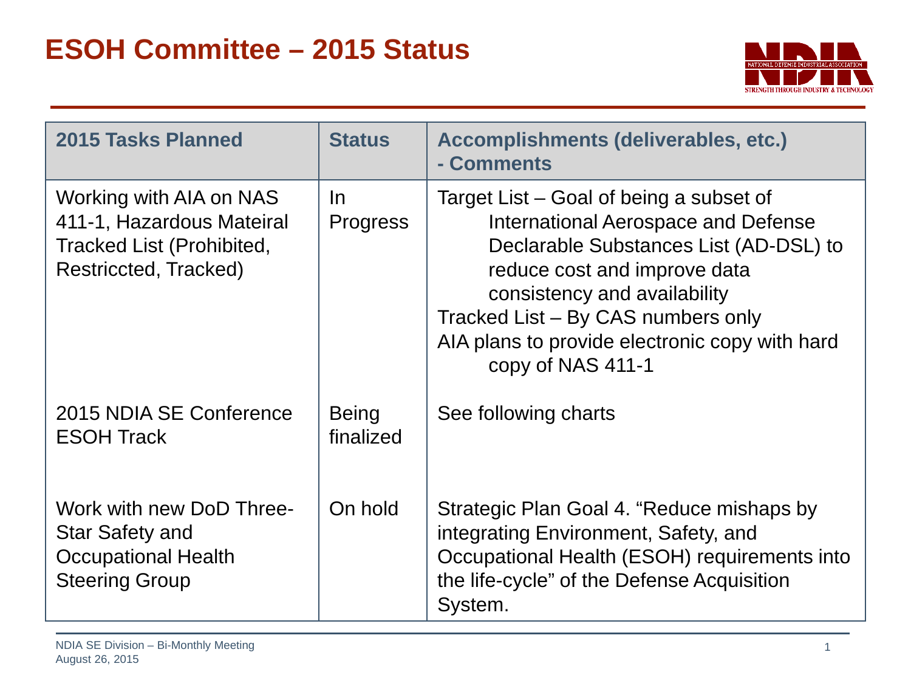# ESOH Committee – 2015 Status

| 2015 Tasks Planned | Status | Accomplishments (deliverables, etc.) - Comments |
|---|---|---|
| Working with AIA on NAS 411-1, Hazardous Mateiral Tracked List (Prohibited, Restriccted, Tracked) | In Progress | Target List – Goal of being a subset of International Aerospace and Defense Declarable Substances List (AD-DSL) to reduce cost and improve data consistency and availability<br>Tracked List – By CAS numbers only<br>AIA plans to provide electronic copy with hard copy of NAS 411-1 |
| 2015 NDIA SE Conference ESOH Track | Being finalized | See following charts |
| Work with new DoD Three-Star Safety and Occupational Health Steering Group | On hold | Strategic Plan Goal 4. "Reduce mishaps by integrating Environment, Safety, and Occupational Health (ESOH) requirements into the life-cycle" of the Defense Acquisition System. |

NDIA SE Division – Bi-Monthly Meeting
August 26, 2015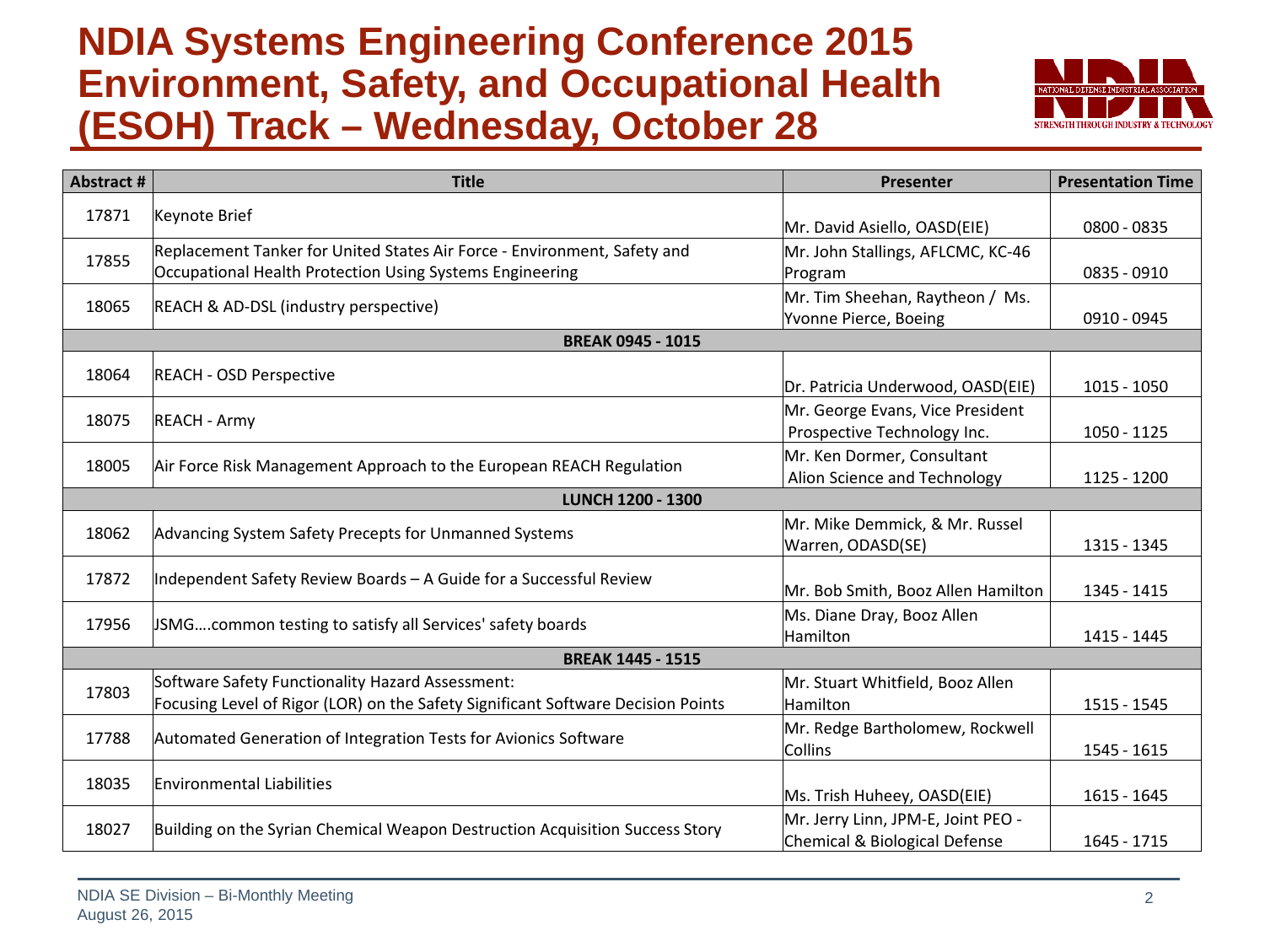# NDIA Systems Engineering Conference 2015 Environment, Safety, and Occupational Health (ESOH) Track – Wednesday, October 28

| Abstract # | Title | Presenter | Presentation Time |
|---|---|---|---|
| 17871 | Keynote Brief | Mr. David Asiello, OASD(EIE) | 0800 - 0835 |
| 17855 | Replacement Tanker for United States Air Force - Environment, Safety and Occupational Health Protection Using Systems Engineering | Mr. John Stallings, AFLCMC, KC-46 Program | 0835 - 0910 |
| 18065 | REACH & AD-DSL (industry perspective) | Mr. Tim Sheehan, Raytheon / Ms. Yvonne Pierce, Boeing | 0910 - 0945 |
| | **BREAK 0945 - 1015** | | |
| 18064 | REACH - OSD Perspective | Dr. Patricia Underwood, OASD(EIE) | 1015 - 1050 |
| 18075 | REACH - Army | Mr. George Evans, Vice President Prospective Technology Inc. | 1050 - 1125 |
| 18005 | Air Force Risk Management Approach to the European REACH Regulation | Mr. Ken Dormer, Consultant Alion Science and Technology | 1125 - 1200 |
| | **LUNCH 1200 - 1300** | | |
| 18062 | Advancing System Safety Precepts for Unmanned Systems | Mr. Mike Demmick, & Mr. Russel Warren, ODASD(SE) | 1315 - 1345 |
| 17872 | Independent Safety Review Boards – A Guide for a Successful Review | Mr. Bob Smith, Booz Allen Hamilton | 1345 - 1415 |
| 17956 | JSMG….common testing to satisfy all Services' safety boards | Ms. Diane Dray, Booz Allen Hamilton | 1415 - 1445 |
| | **BREAK 1445 - 1515** | | |
| 17803 | Software Safety Functionality Hazard Assessment: Focusing Level of Rigor (LOR) on the Safety Significant Software Decision Points | Mr. Stuart Whitfield, Booz Allen Hamilton | 1515 - 1545 |
| 17788 | Automated Generation of Integration Tests for Avionics Software | Mr. Redge Bartholomew, Rockwell Collins | 1545 - 1615 |
| 18035 | Environmental Liabilities | Ms. Trish Huheey, OASD(EIE) | 1615 - 1645 |
| 18027 | Building on the Syrian Chemical Weapon Destruction Acquisition Success Story | Mr. Jerry Linn, JPM-E, Joint PEO - Chemical & Biological Defense | 1645 - 1715 |

NDIA SE Division – Bi-Monthly Meeting
August 26, 2015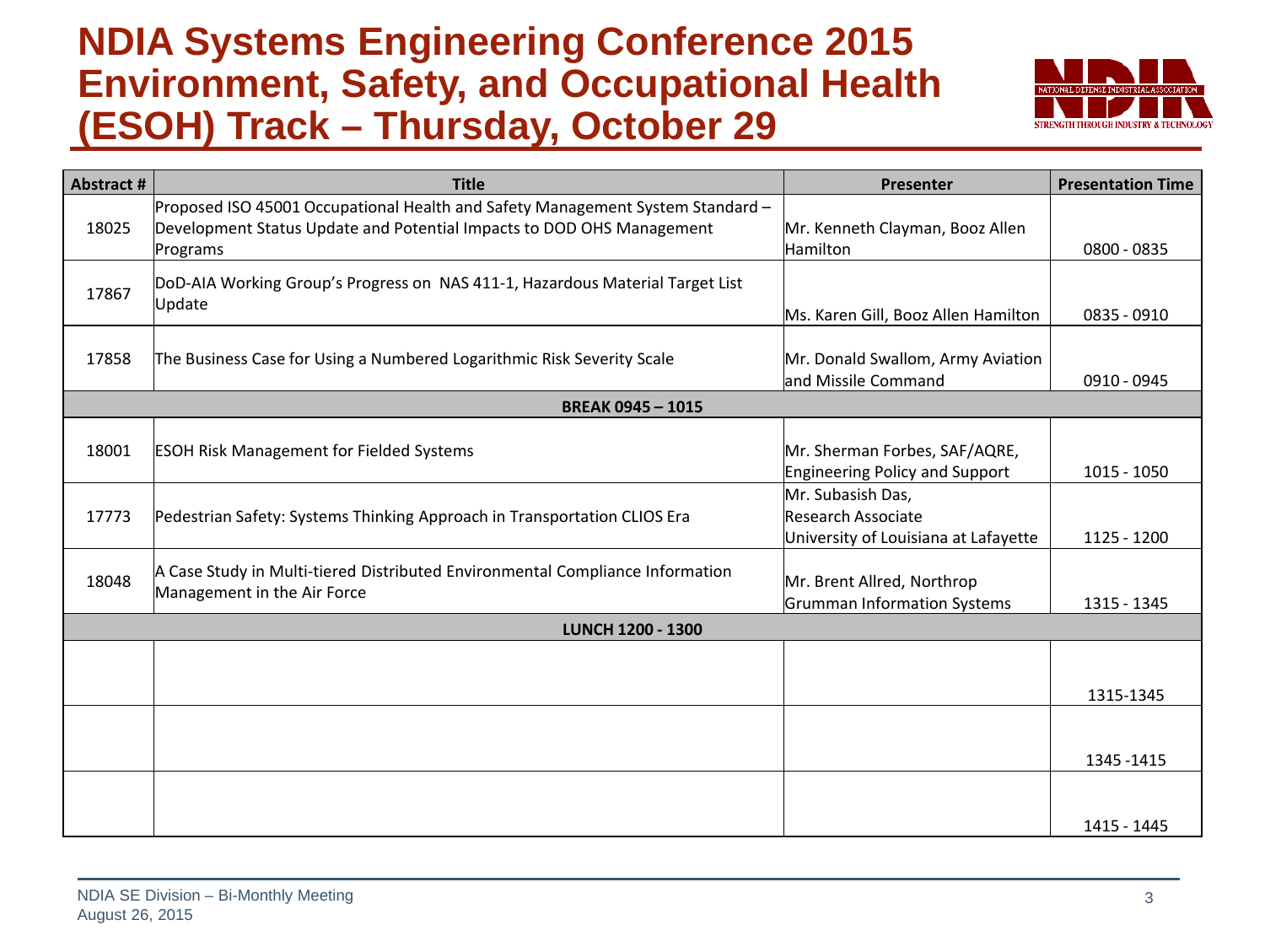# NDIA Systems Engineering Conference 2015 Environment, Safety, and Occupational Health (ESOH) Track – Thursday, October 29

| Abstract # | Title | Presenter | Presentation Time |
|---|---|---|---|
| 18025 | Proposed ISO 45001 Occupational Health and Safety Management System Standard – Development Status Update and Potential Impacts to DOD OHS Management Programs | Mr. Kenneth Clayman, Booz Allen Hamilton | 0800 - 0835 |
| 17867 | DoD-AIA Working Group's Progress on NAS 411-1, Hazardous Material Target List Update | Ms. Karen Gill, Booz Allen Hamilton | 0835 - 0910 |
| 17858 | The Business Case for Using a Numbered Logarithmic Risk Severity Scale | Mr. Donald Swallom, Army Aviation and Missile Command | 0910 - 0945 |
| | **BREAK 0945 – 1015** | | |
| 18001 | ESOH Risk Management for Fielded Systems | Mr. Sherman Forbes, SAF/AQRE, Engineering Policy and Support | 1015 - 1050 |
| 17773 | Pedestrian Safety: Systems Thinking Approach in Transportation CLIOS Era | Mr. Subasish Das, Research Associate University of Louisiana at Lafayette | 1125 - 1200 |
| 18048 | A Case Study in Multi-tiered Distributed Environmental Compliance Information Management in the Air Force | Mr. Brent Allred, Northrop Grumman Information Systems | 1315 - 1345 |
| | **LUNCH 1200 - 1300** | | |
| | | | 1315-1345 |
| | | | 1345 -1415 |
| | | | 1415 - 1445 |

NDIA SE Division – Bi-Monthly Meeting
August 26, 2015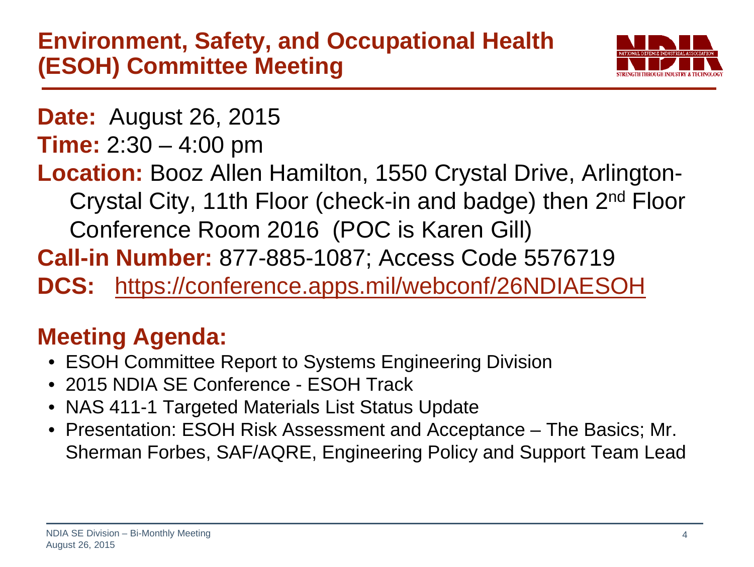# Environment, Safety, and Occupational Health (ESOH) Committee Meeting

**Date:** August 26, 2015

**Time:** 2:30 – 4:00 pm

**Location:** Booz Allen Hamilton, 1550 Crystal Drive, Arlington-Crystal City, 11th Floor (check-in and badge) then 2nd Floor Conference Room 2016 (POC is Karen Gill)

**Call-in Number:** 877-885-1087; Access Code 5576719

**DCS:** https://conference.apps.mil/webconf/26NDIAESOH

## Meeting Agenda:

- ESOH Committee Report to Systems Engineering Division
- 2015 NDIA SE Conference - ESOH Track
- NAS 411-1 Targeted Materials List Status Update
- Presentation: ESOH Risk Assessment and Acceptance – The Basics; Mr. Sherman Forbes, SAF/AQRE, Engineering Policy and Support Team Lead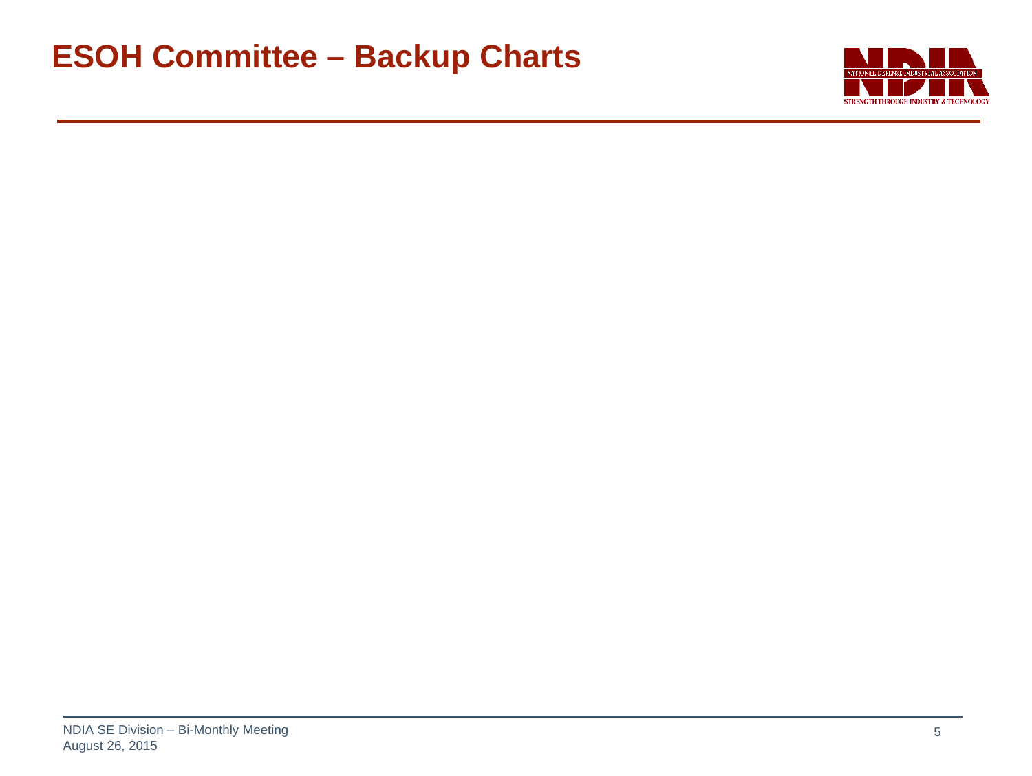# ESOH Committee – Backup Charts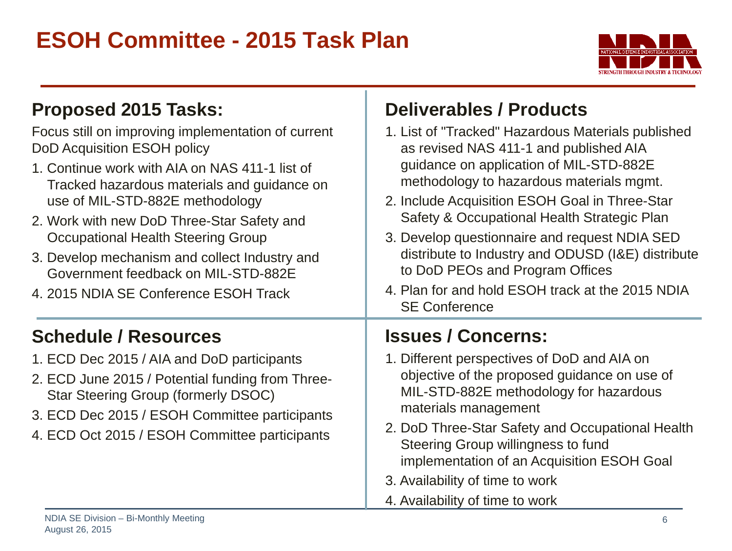# ESOH Committee - 2015 Task Plan

## Proposed 2015 Tasks:

Focus still on improving implementation of current DoD Acquisition ESOH policy

1. Continue work with AIA on NAS 411-1 list of Tracked hazardous materials and guidance on use of MIL-STD-882E methodology
2. Work with new DoD Three-Star Safety and Occupational Health Steering Group
3. Develop mechanism and collect Industry and Government feedback on MIL-STD-882E
4. 2015 NDIA SE Conference ESOH Track

## Deliverables / Products

1. List of "Tracked" Hazardous Materials published as revised NAS 411-1 and published AIA guidance on application of MIL-STD-882E methodology to hazardous materials mgmt.
2. Include Acquisition ESOH Goal in Three-Star Safety & Occupational Health Strategic Plan
3. Develop questionnaire and request NDIA SED distribute to Industry and ODUSD (I&E) distribute to DoD PEOs and Program Offices
4. Plan for and hold ESOH track at the 2015 NDIA SE Conference

## Schedule / Resources

1. ECD Dec 2015 / AIA and DoD participants
2. ECD June 2015 / Potential funding from Three-Star Steering Group (formerly DSOC)
3. ECD Dec 2015 / ESOH Committee participants
4. ECD Oct 2015 / ESOH Committee participants

## Issues / Concerns:

1. Different perspectives of DoD and AIA on objective of the proposed guidance on use of MIL-STD-882E methodology for hazardous materials management
2. DoD Three-Star Safety and Occupational Health Steering Group willingness to fund implementation of an Acquisition ESOH Goal
3. Availability of time to work
4. Availability of time to work

NDIA SE Division – Bi-Monthly Meeting
August 26, 2015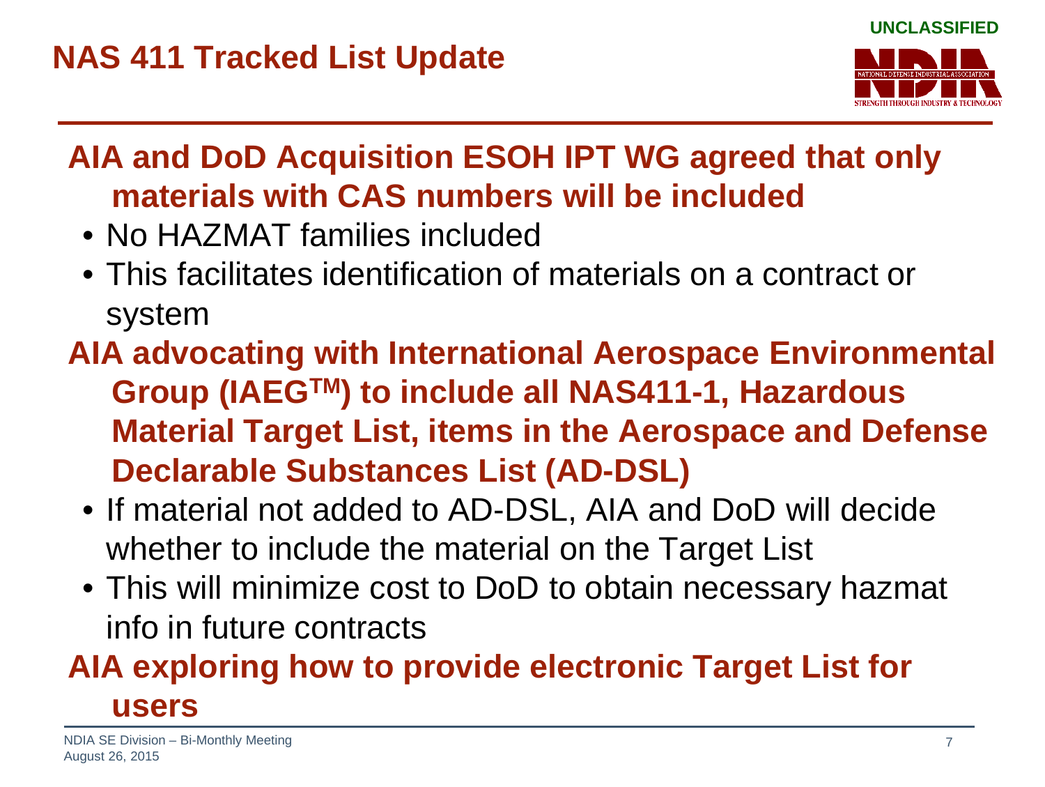# NAS 411 Tracked List Update

**AIA and DoD Acquisition ESOH IPT WG agreed that only materials with CAS numbers will be included**

- No HAZMAT families included
- This facilitates identification of materials on a contract or system

**AIA advocating with International Aerospace Environmental Group (IAEG™) to include all NAS411-1, Hazardous Material Target List, items in the Aerospace and Defense Declarable Substances List (AD-DSL)**

- If material not added to AD-DSL, AIA and DoD will decide whether to include the material on the Target List
- This will minimize cost to DoD to obtain necessary hazmat info in future contracts

**AIA exploring how to provide electronic Target List for users**